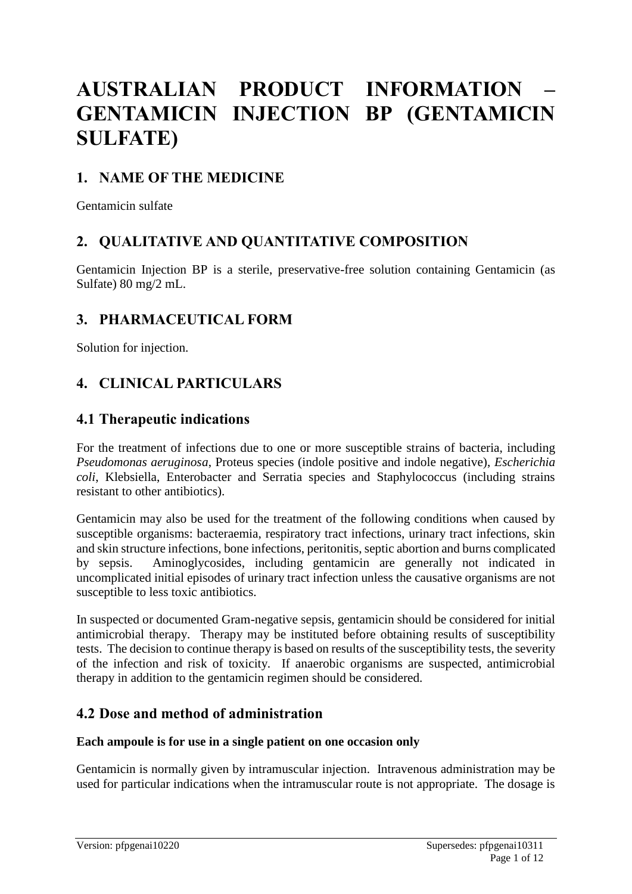# AUSTRALIAN PRODUCT INFORMATION – GENTAMICIN INJECTION BP (GENTAMICIN SULFATE)

## 1. NAME OF THE MEDICINE

Gentamicin sulfate

## 2. QUALITATIVE AND QUANTITATIVE COMPOSITION

Gentamicin Injection BP is a sterile, preservative-free solution containing Gentamicin (as Sulfate) 80 mg/2 mL.

## 3. PHARMACEUTICAL FORM

Solution for injection.

## 4. CLINICAL PARTICULARS

### 4.1 Therapeutic indications

For the treatment of infections due to one or more susceptible strains of bacteria, including *Pseudomonas aeruginosa*, Proteus species (indole positive and indole negative), *Escherichia coli*, Klebsiella, Enterobacter and Serratia species and Staphylococcus (including strains resistant to other antibiotics).

Gentamicin may also be used for the treatment of the following conditions when caused by susceptible organisms: bacteraemia, respiratory tract infections, urinary tract infections, skin and skin structure infections, bone infections, peritonitis, septic abortion and burns complicated by sepsis. Aminoglycosides, including gentamicin are generally not indicated in uncomplicated initial episodes of urinary tract infection unless the causative organisms are not susceptible to less toxic antibiotics.

In suspected or documented Gram-negative sepsis, gentamicin should be considered for initial antimicrobial therapy. Therapy may be instituted before obtaining results of susceptibility tests. The decision to continue therapy is based on results of the susceptibility tests, the severity of the infection and risk of toxicity. If anaerobic organisms are suspected, antimicrobial therapy in addition to the gentamicin regimen should be considered.

### 4.2 Dose and method of administration

**Each ampoule is for use in a single patient on one occasion only**

Gentamicin is normally given by intramuscular injection. Intravenous administration may be used for particular indications when the intramuscular route is not appropriate. The dosage is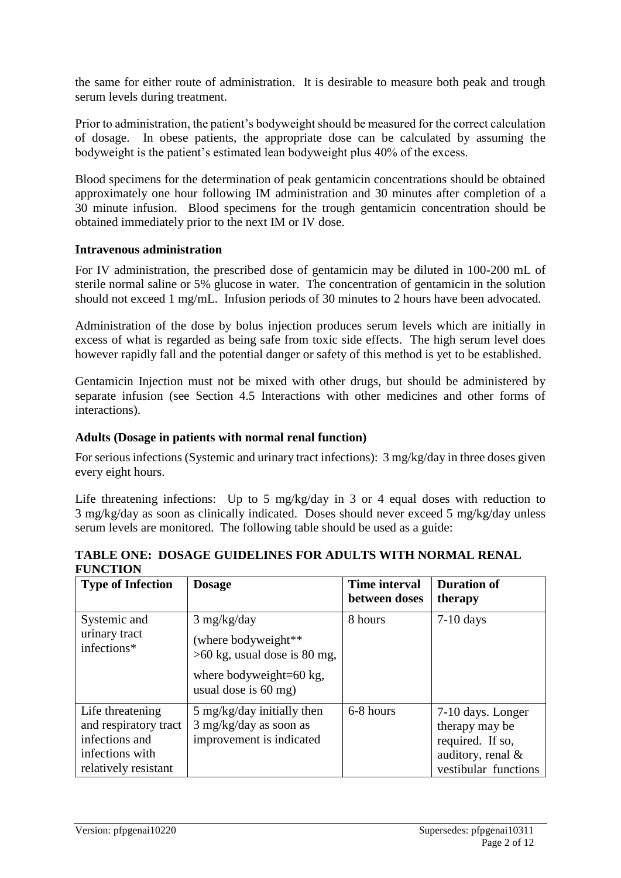the same for either route of administration. It is desirable to measure both peak and trough serum levels during treatment.

Prior to administration, the patient's bodyweight should be measured for the correct calculation of dosage. In obese patients, the appropriate dose can be calculated by assuming the bodyweight is the patient's estimated lean bodyweight plus 40% of the excess.

Blood specimens for the determination of peak gentamicin concentrations should be obtained approximately one hour following IM administration and 30 minutes after completion of a 30 minute infusion. Blood specimens for the trough gentamicin concentration should be obtained immediately prior to the next IM or IV dose.

**Intravenous administration**

For IV administration, the prescribed dose of gentamicin may be diluted in 100-200 mL of sterile normal saline or 5% glucose in water. The concentration of gentamicin in the solution should not exceed 1 mg/mL. Infusion periods of 30 minutes to 2 hours have been advocated.

Administration of the dose by bolus injection produces serum levels which are initially in excess of what is regarded as being safe from toxic side effects. The high serum level does however rapidly fall and the potential danger or safety of this method is yet to be established.

Gentamicin Injection must not be mixed with other drugs, but should be administered by separate infusion (see Section 4.5 Interactions with other medicines and other forms of interactions).

**Adults (Dosage in patients with normal renal function)**

For serious infections (Systemic and urinary tract infections): 3 mg/kg/day in three doses given every eight hours.

Life threatening infections: Up to 5 mg/kg/day in 3 or 4 equal doses with reduction to 3 mg/kg/day as soon as clinically indicated. Doses should never exceed 5 mg/kg/day unless serum levels are monitored. The following table should be used as a guide:

**TABLE ONE: DOSAGE GUIDELINES FOR ADULTS WITH NORMAL RENAL FUNCTION**

| Type of Infection | Dosage | Time interval between doses | Duration of therapy |
|---|---|---|---|
| Systemic and urinary tract infections* | 3 mg/kg/day (where bodyweight** >60 kg, usual dose is 80 mg, where bodyweight=60 kg, usual dose is 60 mg) | 8 hours | 7-10 days |
| Life threatening and respiratory tract infections and infections with relatively resistant | 5 mg/kg/day initially then 3 mg/kg/day as soon as improvement is indicated | 6-8 hours | 7-10 days. Longer therapy may be required. If so, auditory, renal & vestibular functions |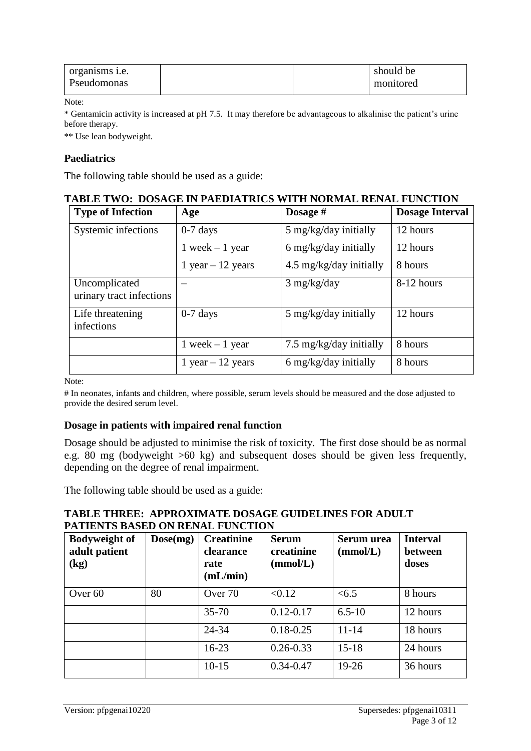| | | | |
|---|---|---|---|
| organisms i.e. Pseudomonas | | | should be monitored |

Note:

* Gentamicin activity is increased at pH 7.5. It may therefore be advantageous to alkalinise the patient's urine before therapy.

** Use lean bodyweight.

### Paediatrics

The following table should be used as a guide:

**TABLE TWO: DOSAGE IN PAEDIATRICS WITH NORMAL RENAL FUNCTION**

| Type of Infection | Age | Dosage # | Dosage Interval |
|---|---|---|---|
| Systemic infections | 0-7 days | 5 mg/kg/day initially | 12 hours |
| | 1 week – 1 year | 6 mg/kg/day initially | 12 hours |
| | 1 year – 12 years | 4.5 mg/kg/day initially | 8 hours |
| Uncomplicated urinary tract infections | – | 3 mg/kg/day | 8-12 hours |
| Life threatening infections | 0-7 days | 5 mg/kg/day initially | 12 hours |
| | 1 week – 1 year | 7.5 mg/kg/day initially | 8 hours |
| | 1 year – 12 years | 6 mg/kg/day initially | 8 hours |

Note:

# In neonates, infants and children, where possible, serum levels should be measured and the dose adjusted to provide the desired serum level.

### Dosage in patients with impaired renal function

Dosage should be adjusted to minimise the risk of toxicity. The first dose should be as normal e.g. 80 mg (bodyweight >60 kg) and subsequent doses should be given less frequently, depending on the degree of renal impairment.

The following table should be used as a guide:

**TABLE THREE: APPROXIMATE DOSAGE GUIDELINES FOR ADULT PATIENTS BASED ON RENAL FUNCTION**

| Bodyweight of adult patient (kg) | Dose(mg) | Creatinine clearance rate (mL/min) | Serum creatinine (mmol/L) | Serum urea (mmol/L) | Interval between doses |
|---|---|---|---|---|---|
| Over 60 | 80 | Over 70 | <0.12 | <6.5 | 8 hours |
| | | 35-70 | 0.12-0.17 | 6.5-10 | 12 hours |
| | | 24-34 | 0.18-0.25 | 11-14 | 18 hours |
| | | 16-23 | 0.26-0.33 | 15-18 | 24 hours |
| | | 10-15 | 0.34-0.47 | 19-26 | 36 hours |

Version: pfpgenai10220 Supersedes: pfpgenai10311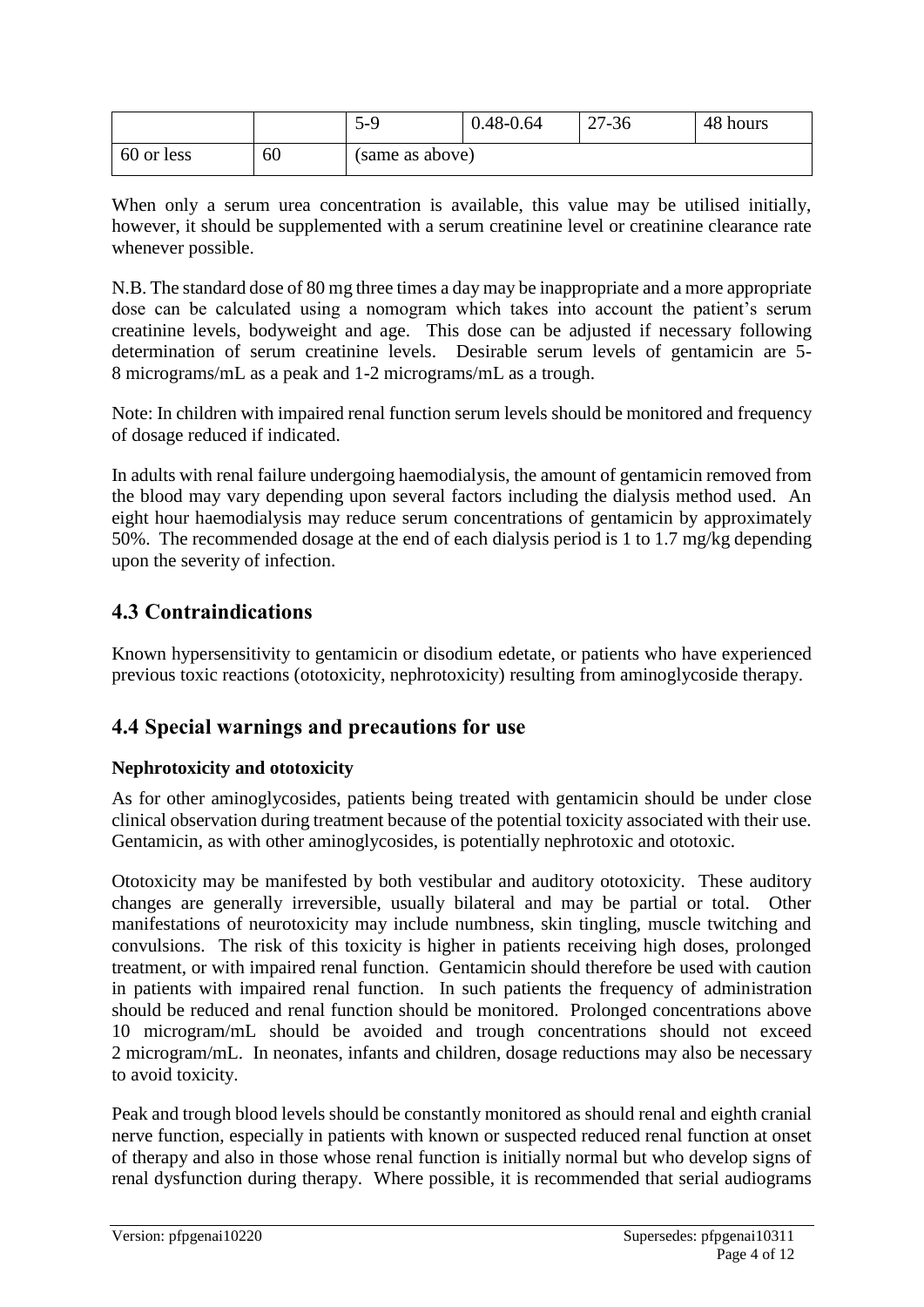| | | | | | |
|---|---|---|---|---|---|
| | | 5-9 | 0.48-0.64 | 27-36 | 48 hours |
| 60 or less | 60 | (same as above) | | | |

When only a serum urea concentration is available, this value may be utilised initially, however, it should be supplemented with a serum creatinine level or creatinine clearance rate whenever possible.

N.B. The standard dose of 80 mg three times a day may be inappropriate and a more appropriate dose can be calculated using a nomogram which takes into account the patient's serum creatinine levels, bodyweight and age. This dose can be adjusted if necessary following determination of serum creatinine levels. Desirable serum levels of gentamicin are 5-8 micrograms/mL as a peak and 1-2 micrograms/mL as a trough.

Note: In children with impaired renal function serum levels should be monitored and frequency of dosage reduced if indicated.

In adults with renal failure undergoing haemodialysis, the amount of gentamicin removed from the blood may vary depending upon several factors including the dialysis method used. An eight hour haemodialysis may reduce serum concentrations of gentamicin by approximately 50%. The recommended dosage at the end of each dialysis period is 1 to 1.7 mg/kg depending upon the severity of infection.

## 4.3 Contraindications

Known hypersensitivity to gentamicin or disodium edetate, or patients who have experienced previous toxic reactions (ototoxicity, nephrotoxicity) resulting from aminoglycoside therapy.

## 4.4 Special warnings and precautions for use

**Nephrotoxicity and ototoxicity**

As for other aminoglycosides, patients being treated with gentamicin should be under close clinical observation during treatment because of the potential toxicity associated with their use. Gentamicin, as with other aminoglycosides, is potentially nephrotoxic and ototoxic.

Ototoxicity may be manifested by both vestibular and auditory ototoxicity. These auditory changes are generally irreversible, usually bilateral and may be partial or total. Other manifestations of neurotoxicity may include numbness, skin tingling, muscle twitching and convulsions. The risk of this toxicity is higher in patients receiving high doses, prolonged treatment, or with impaired renal function. Gentamicin should therefore be used with caution in patients with impaired renal function. In such patients the frequency of administration should be reduced and renal function should be monitored. Prolonged concentrations above 10 microgram/mL should be avoided and trough concentrations should not exceed 2 microgram/mL. In neonates, infants and children, dosage reductions may also be necessary to avoid toxicity.

Peak and trough blood levels should be constantly monitored as should renal and eighth cranial nerve function, especially in patients with known or suspected reduced renal function at onset of therapy and also in those whose renal function is initially normal but who develop signs of renal dysfunction during therapy. Where possible, it is recommended that serial audiograms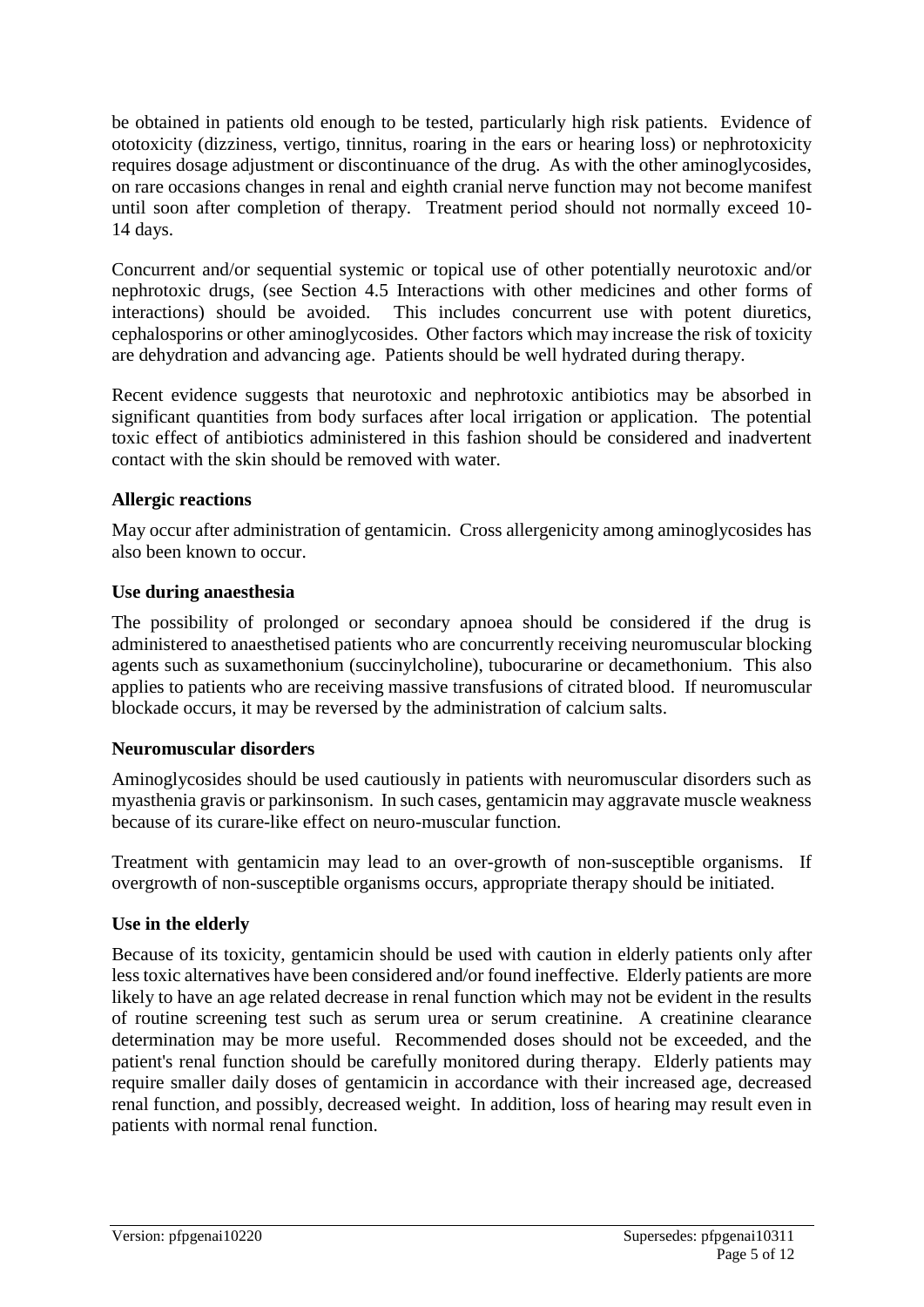be obtained in patients old enough to be tested, particularly high risk patients. Evidence of ototoxicity (dizziness, vertigo, tinnitus, roaring in the ears or hearing loss) or nephrotoxicity requires dosage adjustment or discontinuance of the drug. As with the other aminoglycosides, on rare occasions changes in renal and eighth cranial nerve function may not become manifest until soon after completion of therapy. Treatment period should not normally exceed 10-14 days.

Concurrent and/or sequential systemic or topical use of other potentially neurotoxic and/or nephrotoxic drugs, (see Section 4.5 Interactions with other medicines and other forms of interactions) should be avoided. This includes concurrent use with potent diuretics, cephalosporins or other aminoglycosides. Other factors which may increase the risk of toxicity are dehydration and advancing age. Patients should be well hydrated during therapy.

Recent evidence suggests that neurotoxic and nephrotoxic antibiotics may be absorbed in significant quantities from body surfaces after local irrigation or application. The potential toxic effect of antibiotics administered in this fashion should be considered and inadvertent contact with the skin should be removed with water.

**Allergic reactions**

May occur after administration of gentamicin. Cross allergenicity among aminoglycosides has also been known to occur.

**Use during anaesthesia**

The possibility of prolonged or secondary apnoea should be considered if the drug is administered to anaesthetised patients who are concurrently receiving neuromuscular blocking agents such as suxamethonium (succinylcholine), tubocurarine or decamethonium. This also applies to patients who are receiving massive transfusions of citrated blood. If neuromuscular blockade occurs, it may be reversed by the administration of calcium salts.

**Neuromuscular disorders**

Aminoglycosides should be used cautiously in patients with neuromuscular disorders such as myasthenia gravis or parkinsonism. In such cases, gentamicin may aggravate muscle weakness because of its curare-like effect on neuro-muscular function.

Treatment with gentamicin may lead to an over-growth of non-susceptible organisms. If overgrowth of non-susceptible organisms occurs, appropriate therapy should be initiated.

**Use in the elderly**

Because of its toxicity, gentamicin should be used with caution in elderly patients only after less toxic alternatives have been considered and/or found ineffective. Elderly patients are more likely to have an age related decrease in renal function which may not be evident in the results of routine screening test such as serum urea or serum creatinine. A creatinine clearance determination may be more useful. Recommended doses should not be exceeded, and the patient's renal function should be carefully monitored during therapy. Elderly patients may require smaller daily doses of gentamicin in accordance with their increased age, decreased renal function, and possibly, decreased weight. In addition, loss of hearing may result even in patients with normal renal function.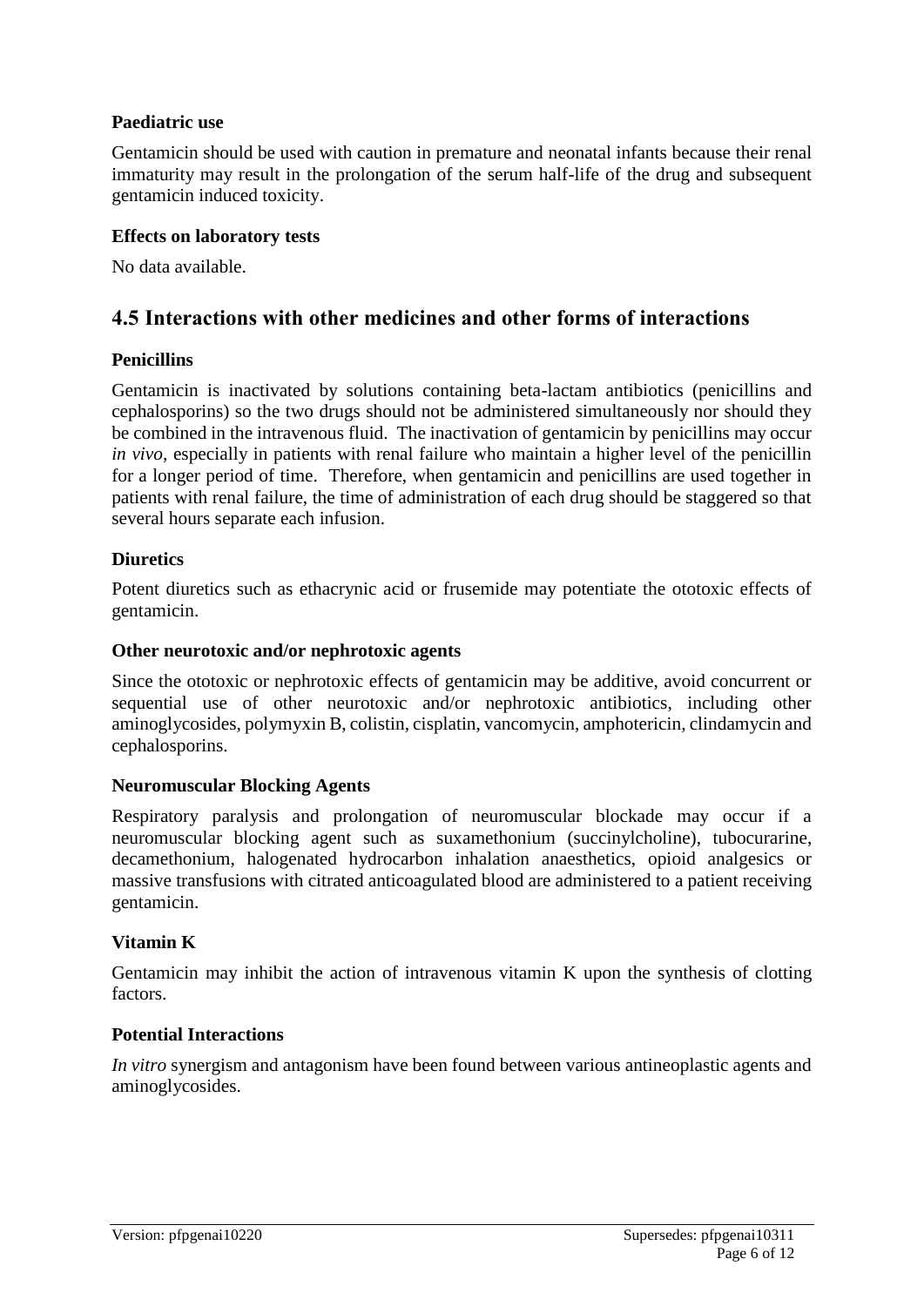### Paediatric use

Gentamicin should be used with caution in premature and neonatal infants because their renal immaturity may result in the prolongation of the serum half-life of the drug and subsequent gentamicin induced toxicity.

### Effects on laboratory tests

No data available.

## 4.5 Interactions with other medicines and other forms of interactions

### Penicillins

Gentamicin is inactivated by solutions containing beta-lactam antibiotics (penicillins and cephalosporins) so the two drugs should not be administered simultaneously nor should they be combined in the intravenous fluid. The inactivation of gentamicin by penicillins may occur *in vivo*, especially in patients with renal failure who maintain a higher level of the penicillin for a longer period of time. Therefore, when gentamicin and penicillins are used together in patients with renal failure, the time of administration of each drug should be staggered so that several hours separate each infusion.

### Diuretics

Potent diuretics such as ethacrynic acid or frusemide may potentiate the ototoxic effects of gentamicin.

### Other neurotoxic and/or nephrotoxic agents

Since the ototoxic or nephrotoxic effects of gentamicin may be additive, avoid concurrent or sequential use of other neurotoxic and/or nephrotoxic antibiotics, including other aminoglycosides, polymyxin B, colistin, cisplatin, vancomycin, amphotericin, clindamycin and cephalosporins.

### Neuromuscular Blocking Agents

Respiratory paralysis and prolongation of neuromuscular blockade may occur if a neuromuscular blocking agent such as suxamethonium (succinylcholine), tubocurarine, decamethonium, halogenated hydrocarbon inhalation anaesthetics, opioid analgesics or massive transfusions with citrated anticoagulated blood are administered to a patient receiving gentamicin.

### Vitamin K

Gentamicin may inhibit the action of intravenous vitamin K upon the synthesis of clotting factors.

### Potential Interactions

*In vitro* synergism and antagonism have been found between various antineoplastic agents and aminoglycosides.

Version: pfpgenai10220 Supersedes: pfpgenai10311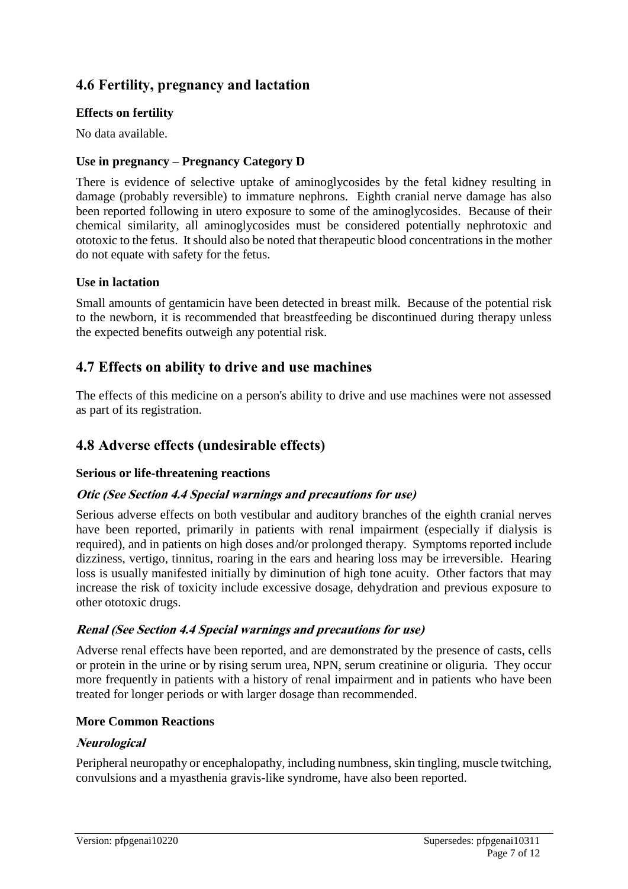## 4.6 Fertility, pregnancy and lactation

### Effects on fertility

No data available.

### Use in pregnancy – Pregnancy Category D

There is evidence of selective uptake of aminoglycosides by the fetal kidney resulting in damage (probably reversible) to immature nephrons. Eighth cranial nerve damage has also been reported following in utero exposure to some of the aminoglycosides. Because of their chemical similarity, all aminoglycosides must be considered potentially nephrotoxic and ototoxic to the fetus. It should also be noted that therapeutic blood concentrations in the mother do not equate with safety for the fetus.

### Use in lactation

Small amounts of gentamicin have been detected in breast milk. Because of the potential risk to the newborn, it is recommended that breastfeeding be discontinued during therapy unless the expected benefits outweigh any potential risk.

## 4.7 Effects on ability to drive and use machines

The effects of this medicine on a person's ability to drive and use machines were not assessed as part of its registration.

## 4.8 Adverse effects (undesirable effects)

### Serious or life-threatening reactions

***Otic (See Section 4.4 Special warnings and precautions for use)***

Serious adverse effects on both vestibular and auditory branches of the eighth cranial nerves have been reported, primarily in patients with renal impairment (especially if dialysis is required), and in patients on high doses and/or prolonged therapy. Symptoms reported include dizziness, vertigo, tinnitus, roaring in the ears and hearing loss may be irreversible. Hearing loss is usually manifested initially by diminution of high tone acuity. Other factors that may increase the risk of toxicity include excessive dosage, dehydration and previous exposure to other ototoxic drugs.

***Renal (See Section 4.4 Special warnings and precautions for use)***

Adverse renal effects have been reported, and are demonstrated by the presence of casts, cells or protein in the urine or by rising serum urea, NPN, serum creatinine or oliguria. They occur more frequently in patients with a history of renal impairment and in patients who have been treated for longer periods or with larger dosage than recommended.

### More Common Reactions

***Neurological***

Peripheral neuropathy or encephalopathy, including numbness, skin tingling, muscle twitching, convulsions and a myasthenia gravis-like syndrome, have also been reported.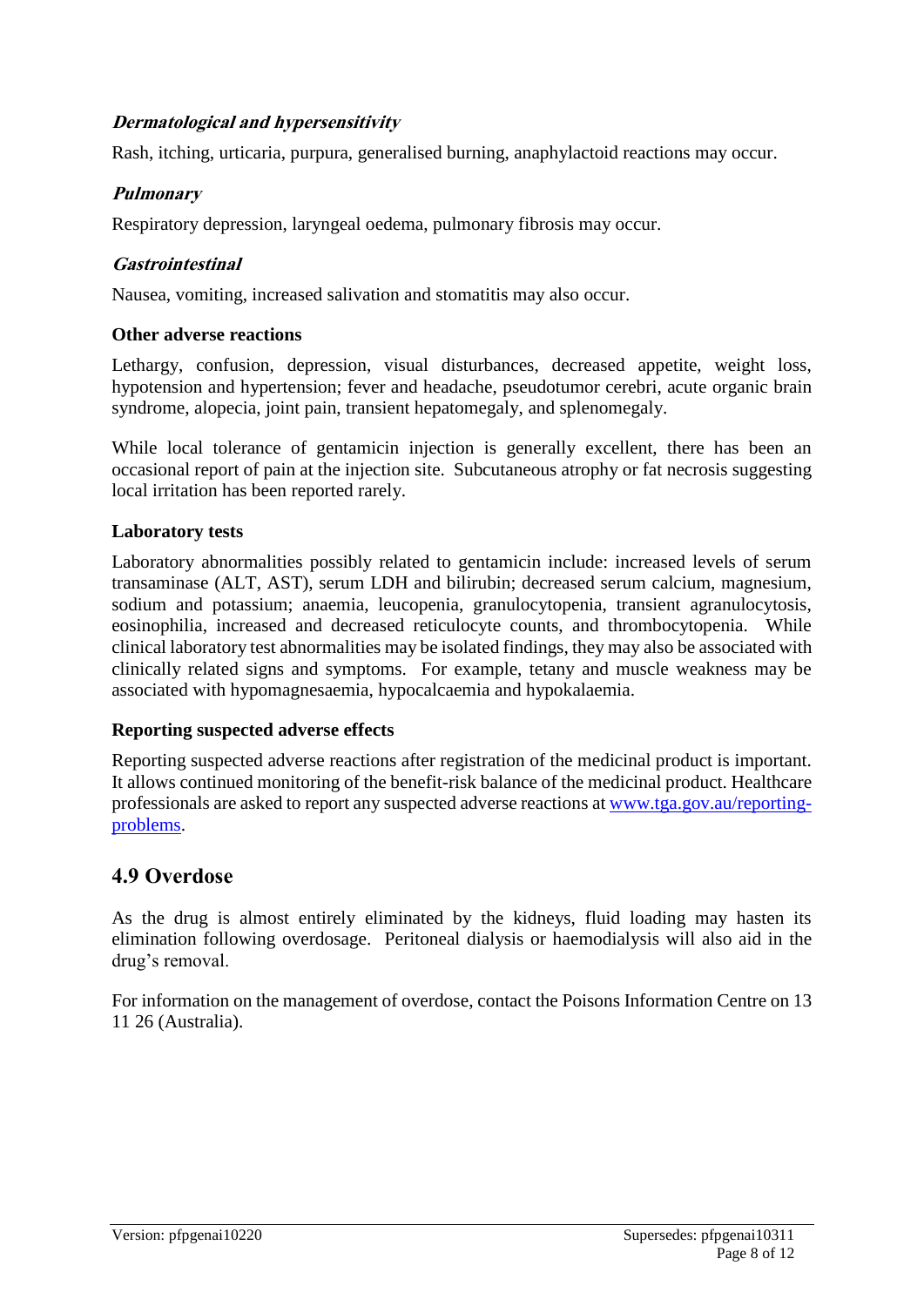***Dermatological and hypersensitivity***

Rash, itching, urticaria, purpura, generalised burning, anaphylactoid reactions may occur.

***Pulmonary***

Respiratory depression, laryngeal oedema, pulmonary fibrosis may occur.

***Gastrointestinal***

Nausea, vomiting, increased salivation and stomatitis may also occur.

**Other adverse reactions**

Lethargy, confusion, depression, visual disturbances, decreased appetite, weight loss, hypotension and hypertension; fever and headache, pseudotumor cerebri, acute organic brain syndrome, alopecia, joint pain, transient hepatomegaly, and splenomegaly.

While local tolerance of gentamicin injection is generally excellent, there has been an occasional report of pain at the injection site. Subcutaneous atrophy or fat necrosis suggesting local irritation has been reported rarely.

**Laboratory tests**

Laboratory abnormalities possibly related to gentamicin include: increased levels of serum transaminase (ALT, AST), serum LDH and bilirubin; decreased serum calcium, magnesium, sodium and potassium; anaemia, leucopenia, granulocytopenia, transient agranulocytosis, eosinophilia, increased and decreased reticulocyte counts, and thrombocytopenia. While clinical laboratory test abnormalities may be isolated findings, they may also be associated with clinically related signs and symptoms. For example, tetany and muscle weakness may be associated with hypomagnesaemia, hypocalcaemia and hypokalaemia.

**Reporting suspected adverse effects**

Reporting suspected adverse reactions after registration of the medicinal product is important. It allows continued monitoring of the benefit-risk balance of the medicinal product. Healthcare professionals are asked to report any suspected adverse reactions at [www.tga.gov.au/reporting-problems](http://www.tga.gov.au/reporting-problems).

## 4.9 Overdose

As the drug is almost entirely eliminated by the kidneys, fluid loading may hasten its elimination following overdosage. Peritoneal dialysis or haemodialysis will also aid in the drug's removal.

For information on the management of overdose, contact the Poisons Information Centre on 13 11 26 (Australia).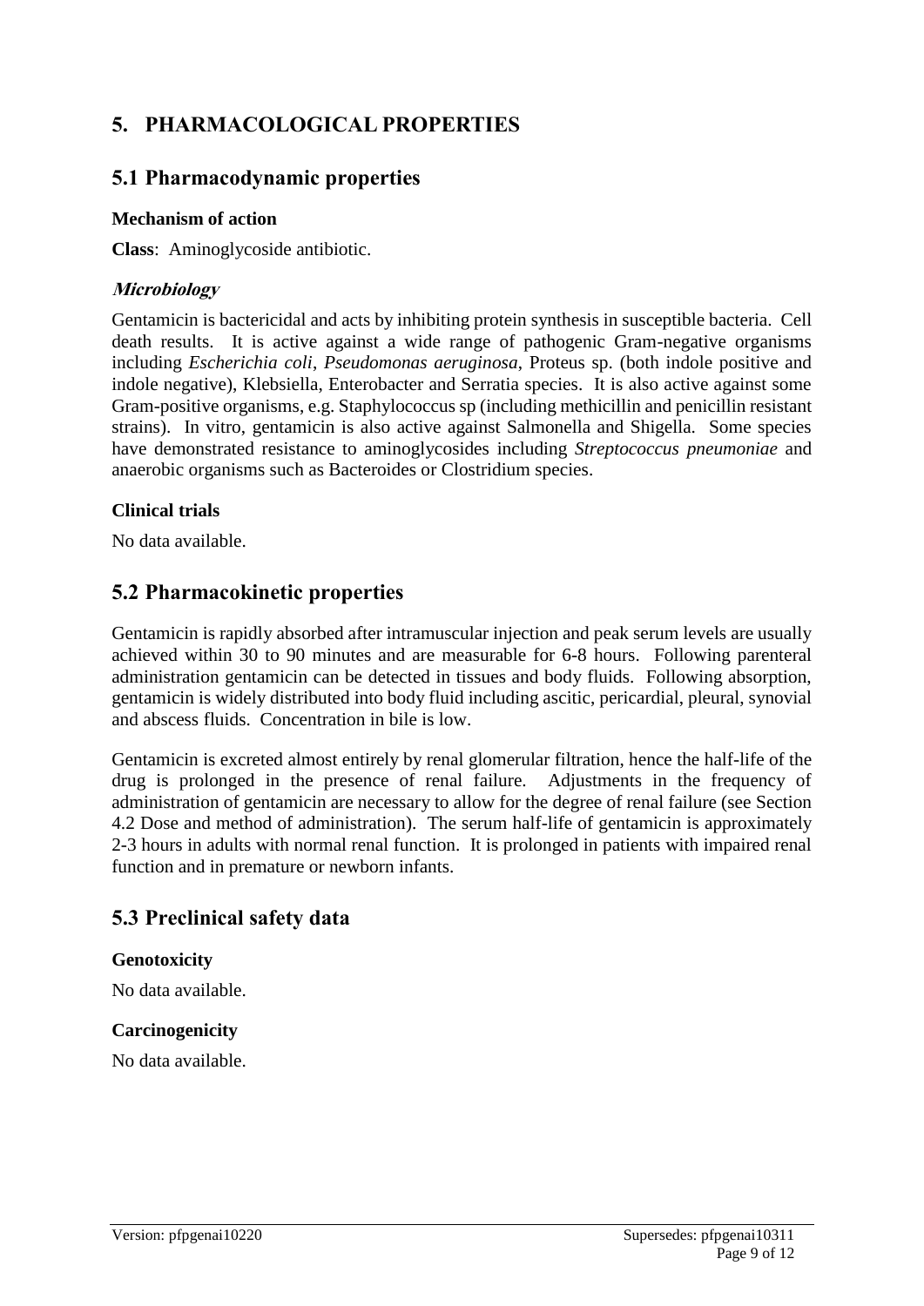# 5. PHARMACOLOGICAL PROPERTIES

## 5.1 Pharmacodynamic properties

### Mechanism of action

**Class**: Aminoglycoside antibiotic.

### *Microbiology*

Gentamicin is bactericidal and acts by inhibiting protein synthesis in susceptible bacteria. Cell death results. It is active against a wide range of pathogenic Gram-negative organisms including *Escherichia coli*, *Pseudomonas aeruginosa*, Proteus sp. (both indole positive and indole negative), Klebsiella, Enterobacter and Serratia species. It is also active against some Gram-positive organisms, e.g. Staphylococcus sp (including methicillin and penicillin resistant strains). In vitro, gentamicin is also active against Salmonella and Shigella. Some species have demonstrated resistance to aminoglycosides including *Streptococcus pneumoniae* and anaerobic organisms such as Bacteroides or Clostridium species.

### Clinical trials

No data available.

## 5.2 Pharmacokinetic properties

Gentamicin is rapidly absorbed after intramuscular injection and peak serum levels are usually achieved within 30 to 90 minutes and are measurable for 6-8 hours. Following parenteral administration gentamicin can be detected in tissues and body fluids. Following absorption, gentamicin is widely distributed into body fluid including ascitic, pericardial, pleural, synovial and abscess fluids. Concentration in bile is low.

Gentamicin is excreted almost entirely by renal glomerular filtration, hence the half-life of the drug is prolonged in the presence of renal failure. Adjustments in the frequency of administration of gentamicin are necessary to allow for the degree of renal failure (see Section 4.2 Dose and method of administration). The serum half-life of gentamicin is approximately 2-3 hours in adults with normal renal function. It is prolonged in patients with impaired renal function and in premature or newborn infants.

## 5.3 Preclinical safety data

### Genotoxicity

No data available.

### Carcinogenicity

No data available.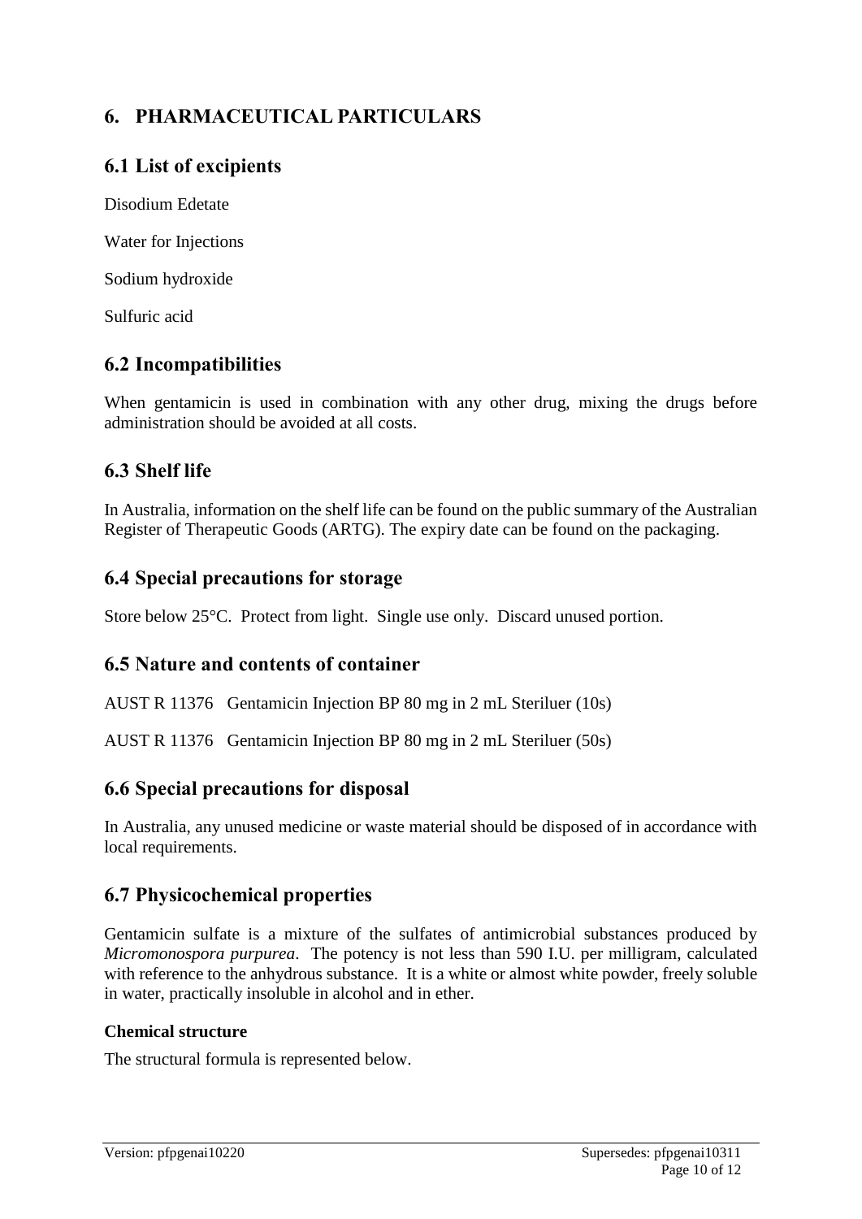# 6. PHARMACEUTICAL PARTICULARS

## 6.1 List of excipients

Disodium Edetate

Water for Injections

Sodium hydroxide

Sulfuric acid

## 6.2 Incompatibilities

When gentamicin is used in combination with any other drug, mixing the drugs before administration should be avoided at all costs.

## 6.3 Shelf life

In Australia, information on the shelf life can be found on the public summary of the Australian Register of Therapeutic Goods (ARTG). The expiry date can be found on the packaging.

## 6.4 Special precautions for storage

Store below 25°C. Protect from light. Single use only. Discard unused portion.

## 6.5 Nature and contents of container

AUST R 11376 Gentamicin Injection BP 80 mg in 2 mL Steriluer (10s)

AUST R 11376 Gentamicin Injection BP 80 mg in 2 mL Steriluer (50s)

## 6.6 Special precautions for disposal

In Australia, any unused medicine or waste material should be disposed of in accordance with local requirements.

## 6.7 Physicochemical properties

Gentamicin sulfate is a mixture of the sulfates of antimicrobial substances produced by *Micromonospora purpurea*. The potency is not less than 590 I.U. per milligram, calculated with reference to the anhydrous substance. It is a white or almost white powder, freely soluble in water, practically insoluble in alcohol and in ether.

**Chemical structure**

The structural formula is represented below.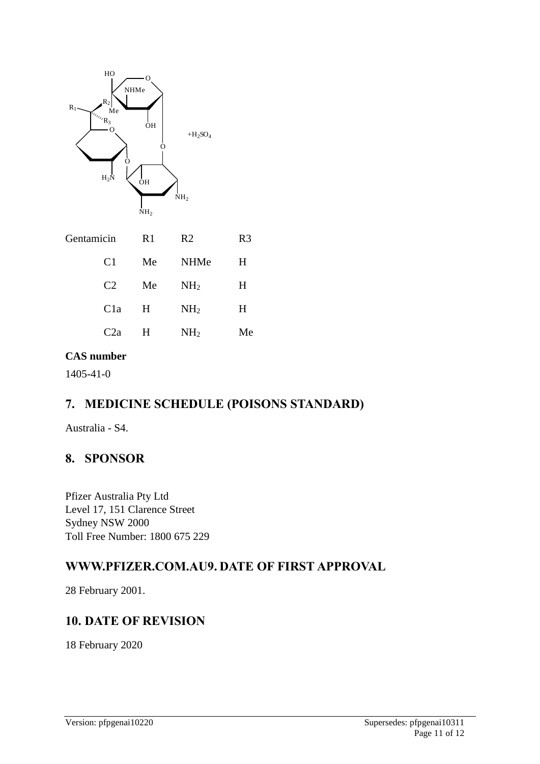| Gentamicin | R1 | R2 | R3 |
|---|---|---|---|
| C1 | Me | NHMe | H |
| C2 | Me | $NH_2$ | H |
| C1a | H | $NH_2$ | H |
| C2a | H | $NH_2$ | Me |

**CAS number**

1405-41-0

## 7. MEDICINE SCHEDULE (POISONS STANDARD)

Australia - S4.

## 8. SPONSOR

Pfizer Australia Pty Ltd
Level 17, 151 Clarence Street
Sydney NSW 2000
Toll Free Number: 1800 675 229

## WWW.PFIZER.COM.AU9. DATE OF FIRST APPROVAL

28 February 2001.

## 10. DATE OF REVISION

18 February 2020

Version: pfpgenai10220 Supersedes: pfpgenai10311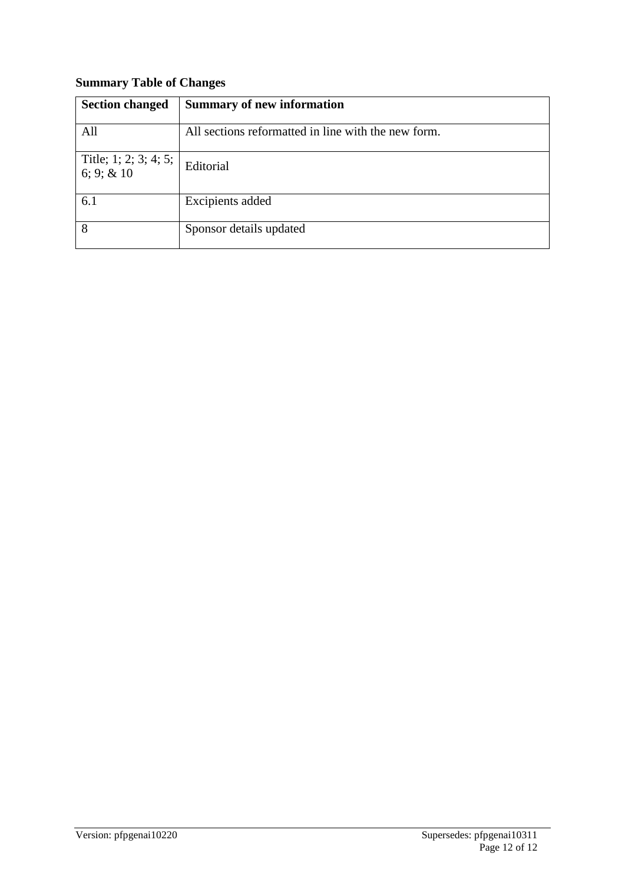**Summary Table of Changes**

| Section changed | Summary of new information |
|---|---|
| All | All sections reformatted in line with the new form. |
| Title; 1; 2; 3; 4; 5; 6; 9; & 10 | Editorial |
| 6.1 | Excipients added |
| 8 | Sponsor details updated |

Version: pfpgenai10220

Supersedes: pfpgenai10311